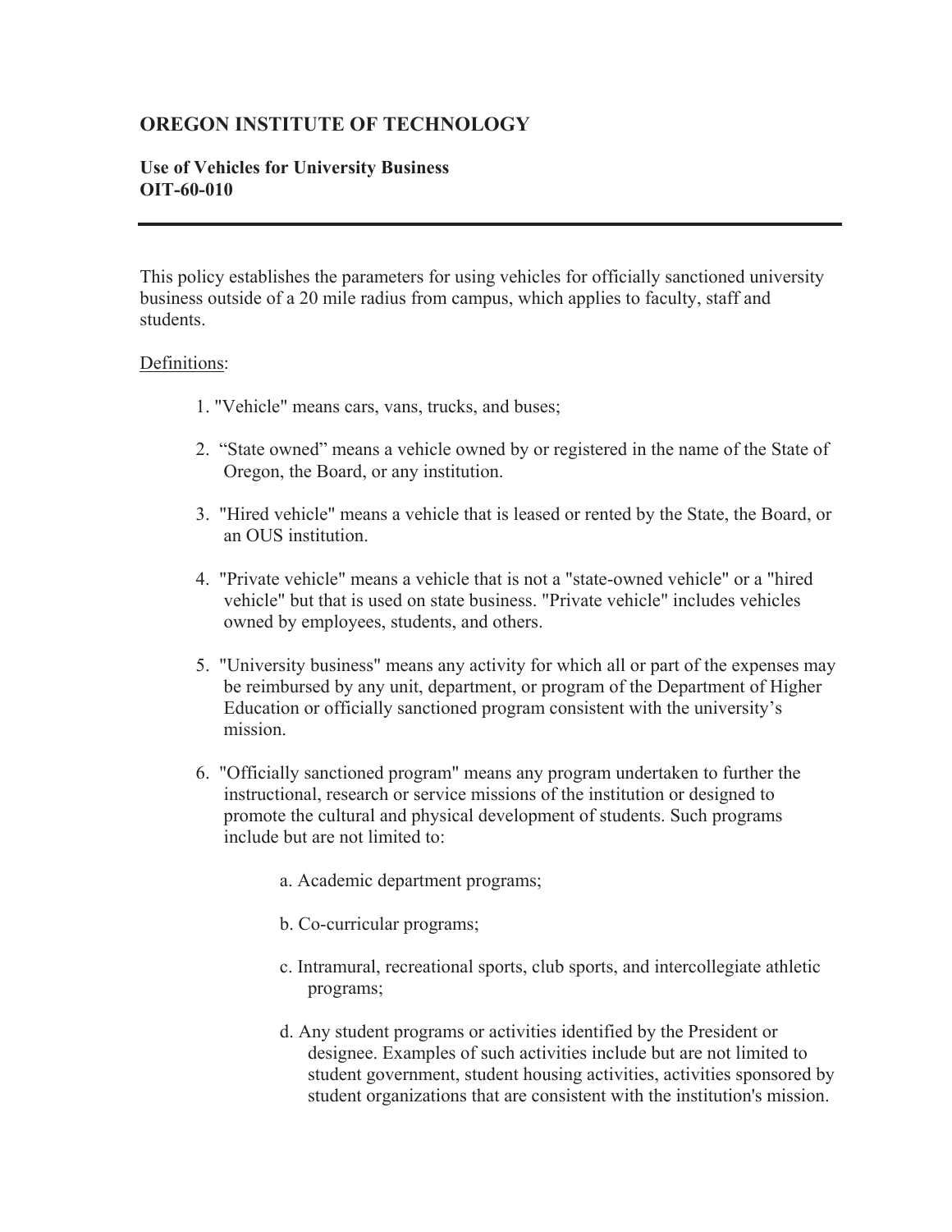# OREGON INSTITUTE OF TECHNOLOGY

**Use of Vehicles for University Business**
**OIT-60-010**

---

This policy establishes the parameters for using vehicles for officially sanctioned university business outside of a 20 mile radius from campus, which applies to faculty, staff and students.

Definitions:

1. "Vehicle" means cars, vans, trucks, and buses;

2. "State owned" means a vehicle owned by or registered in the name of the State of Oregon, the Board, or any institution.

3. "Hired vehicle" means a vehicle that is leased or rented by the State, the Board, or an OUS institution.

4. "Private vehicle" means a vehicle that is not a "state-owned vehicle" or a "hired vehicle" but that is used on state business. "Private vehicle" includes vehicles owned by employees, students, and others.

5. "University business" means any activity for which all or part of the expenses may be reimbursed by any unit, department, or program of the Department of Higher Education or officially sanctioned program consistent with the university's mission.

6. "Officially sanctioned program" means any program undertaken to further the instructional, research or service missions of the institution or designed to promote the cultural and physical development of students. Such programs include but are not limited to:

   a. Academic department programs;

   b. Co-curricular programs;

   c. Intramural, recreational sports, club sports, and intercollegiate athletic programs;

   d. Any student programs or activities identified by the President or designee. Examples of such activities include but are not limited to student government, student housing activities, activities sponsored by student organizations that are consistent with the institution's mission.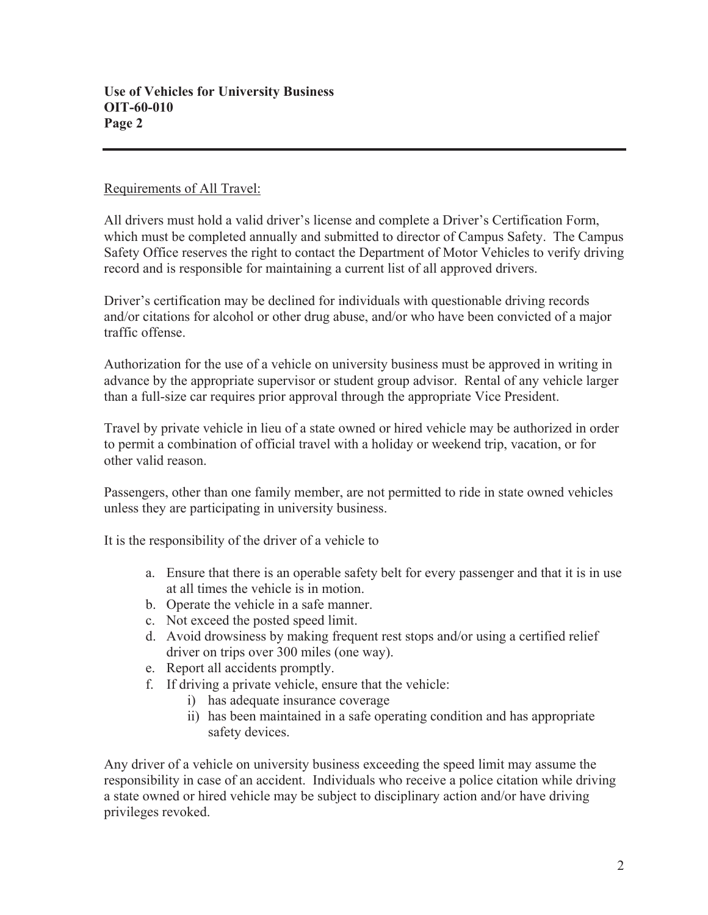Requirements of All Travel:

All drivers must hold a valid driver's license and complete a Driver's Certification Form, which must be completed annually and submitted to director of Campus Safety. The Campus Safety Office reserves the right to contact the Department of Motor Vehicles to verify driving record and is responsible for maintaining a current list of all approved drivers.

Driver's certification may be declined for individuals with questionable driving records and/or citations for alcohol or other drug abuse, and/or who have been convicted of a major traffic offense.

Authorization for the use of a vehicle on university business must be approved in writing in advance by the appropriate supervisor or student group advisor. Rental of any vehicle larger than a full-size car requires prior approval through the appropriate Vice President.

Travel by private vehicle in lieu of a state owned or hired vehicle may be authorized in order to permit a combination of official travel with a holiday or weekend trip, vacation, or for other valid reason.

Passengers, other than one family member, are not permitted to ride in state owned vehicles unless they are participating in university business.

It is the responsibility of the driver of a vehicle to

a. Ensure that there is an operable safety belt for every passenger and that it is in use at all times the vehicle is in motion.
b. Operate the vehicle in a safe manner.
c. Not exceed the posted speed limit.
d. Avoid drowsiness by making frequent rest stops and/or using a certified relief driver on trips over 300 miles (one way).
e. Report all accidents promptly.
f. If driving a private vehicle, ensure that the vehicle:
    i) has adequate insurance coverage
    ii) has been maintained in a safe operating condition and has appropriate safety devices.

Any driver of a vehicle on university business exceeding the speed limit may assume the responsibility in case of an accident. Individuals who receive a police citation while driving a state owned or hired vehicle may be subject to disciplinary action and/or have driving privileges revoked.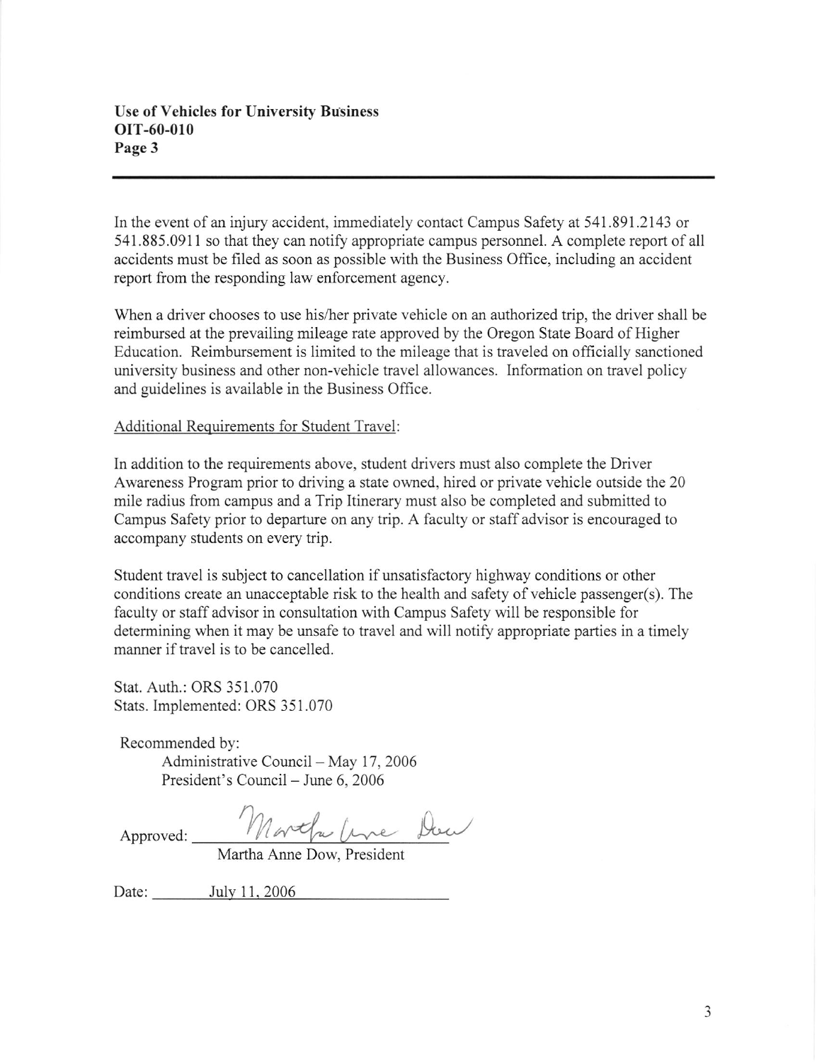In the event of an injury accident, immediately contact Campus Safety at 541.891.2143 or 541.885.0911 so that they can notify appropriate campus personnel. A complete report of all accidents must be filed as soon as possible with the Business Office, including an accident report from the responding law enforcement agency.

When a driver chooses to use his/her private vehicle on an authorized trip, the driver shall be reimbursed at the prevailing mileage rate approved by the Oregon State Board of Higher Education. Reimbursement is limited to the mileage that is traveled on officially sanctioned university business and other non-vehicle travel allowances. Information on travel policy and guidelines is available in the Business Office.

Additional Requirements for Student Travel:

In addition to the requirements above, student drivers must also complete the Driver Awareness Program prior to driving a state owned, hired or private vehicle outside the 20 mile radius from campus and a Trip Itinerary must also be completed and submitted to Campus Safety prior to departure on any trip. A faculty or staff advisor is encouraged to accompany students on every trip.

Student travel is subject to cancellation if unsatisfactory highway conditions or other conditions create an unacceptable risk to the health and safety of vehicle passenger(s). The faculty or staff advisor in consultation with Campus Safety will be responsible for determining when it may be unsafe to travel and will notify appropriate parties in a timely manner if travel is to be cancelled.

Stat. Auth.: ORS 351.070
Stats. Implemented: ORS 351.070

Recommended by:
Administrative Council – May 17, 2006
President's Council – June 6, 2006

Approved: Martha Anne Dow
Martha Anne Dow, President

Date: July 11, 2006